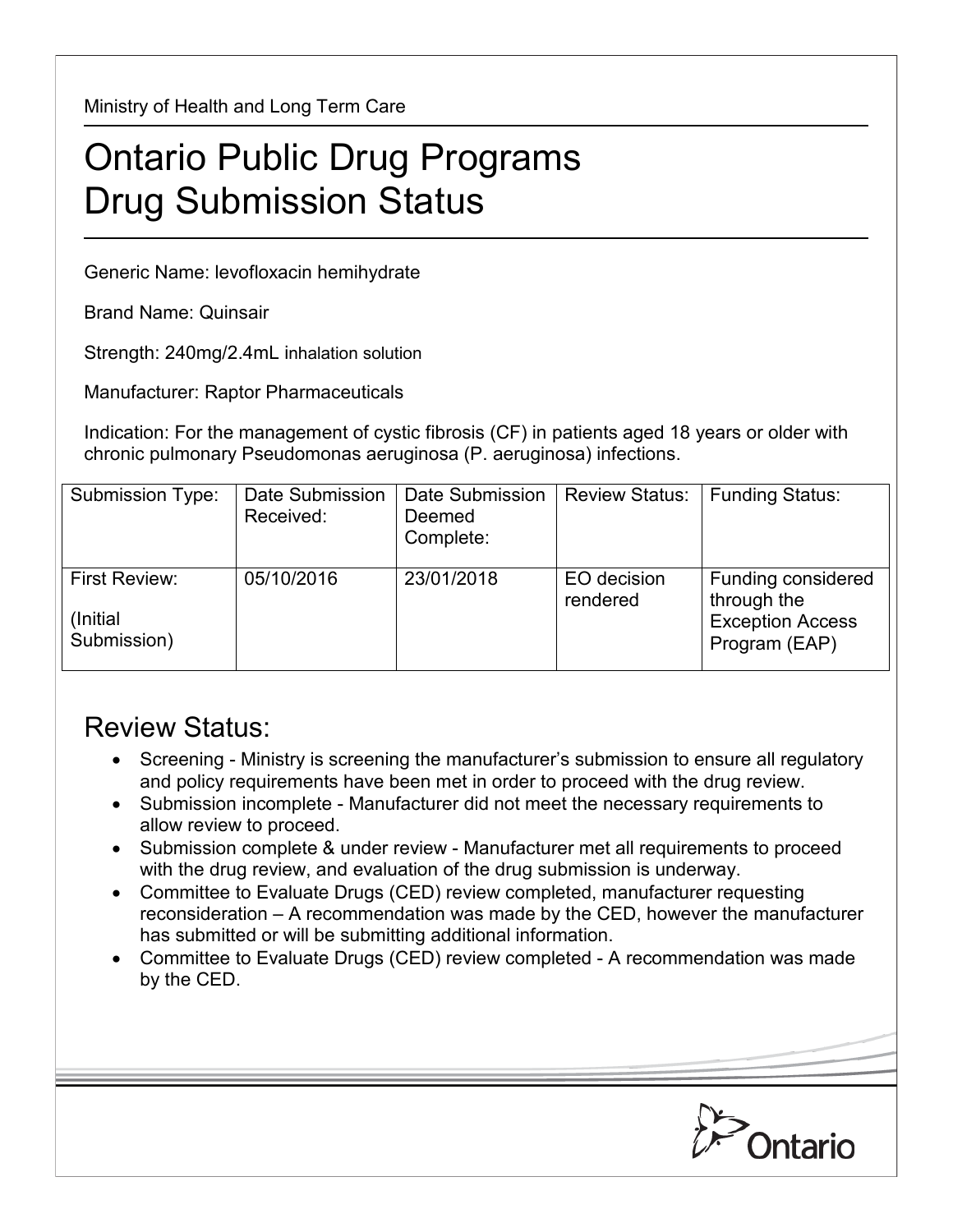Ministry of Health and Long Term Care

# Ontario Public Drug Programs
# Drug Submission Status

Generic Name: levofloxacin hemihydrate

Brand Name: Quinsair

Strength: 240mg/2.4mL inhalation solution

Manufacturer: Raptor Pharmaceuticals

Indication: For the management of cystic fibrosis (CF) in patients aged 18 years or older with chronic pulmonary Pseudomonas aeruginosa (P. aeruginosa) infections.

| Submission Type: | Date Submission Received: | Date Submission Deemed Complete: | Review Status: | Funding Status: |
|---|---|---|---|---|
| First Review: (Initial Submission) | 05/10/2016 | 23/01/2018 | EO decision rendered | Funding considered through the Exception Access Program (EAP) |

## Review Status:

- Screening - Ministry is screening the manufacturer's submission to ensure all regulatory and policy requirements have been met in order to proceed with the drug review.
- Submission incomplete - Manufacturer did not meet the necessary requirements to allow review to proceed.
- Submission complete & under review - Manufacturer met all requirements to proceed with the drug review, and evaluation of the drug submission is underway.
- Committee to Evaluate Drugs (CED) review completed, manufacturer requesting reconsideration – A recommendation was made by the CED, however the manufacturer has submitted or will be submitting additional information.
- Committee to Evaluate Drugs (CED) review completed - A recommendation was made by the CED.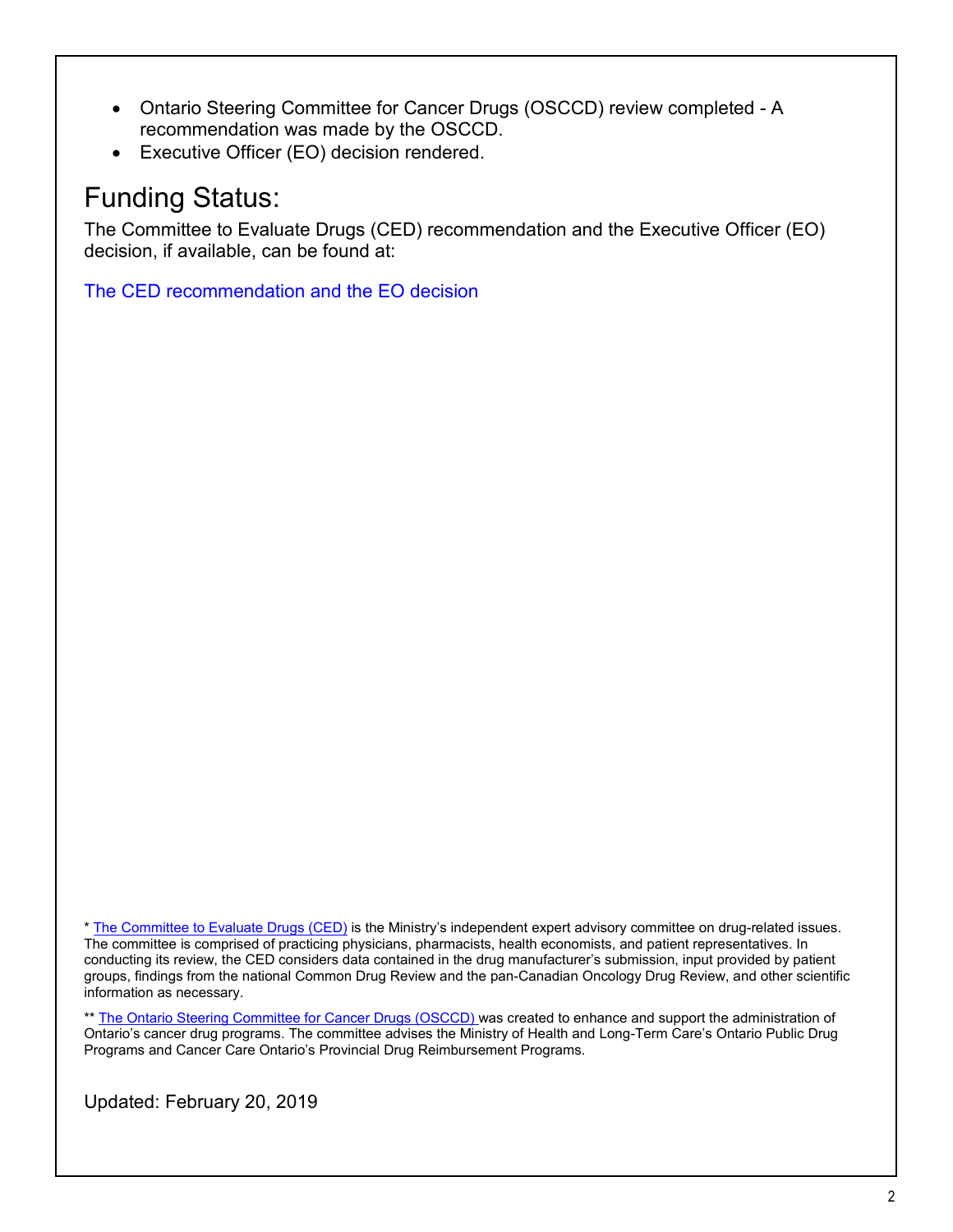- Ontario Steering Committee for Cancer Drugs (OSCCD) review completed - A recommendation was made by the OSCCD.
- Executive Officer (EO) decision rendered.

# Funding Status:

The Committee to Evaluate Drugs (CED) recommendation and the Executive Officer (EO) decision, if available, can be found at:

The CED recommendation and the EO decision

* The Committee to Evaluate Drugs (CED) is the Ministry's independent expert advisory committee on drug-related issues. The committee is comprised of practicing physicians, pharmacists, health economists, and patient representatives. In conducting its review, the CED considers data contained in the drug manufacturer's submission, input provided by patient groups, findings from the national Common Drug Review and the pan-Canadian Oncology Drug Review, and other scientific information as necessary.

** The Ontario Steering Committee for Cancer Drugs (OSCCD) was created to enhance and support the administration of Ontario's cancer drug programs. The committee advises the Ministry of Health and Long-Term Care's Ontario Public Drug Programs and Cancer Care Ontario's Provincial Drug Reimbursement Programs.

Updated: February 20, 2019